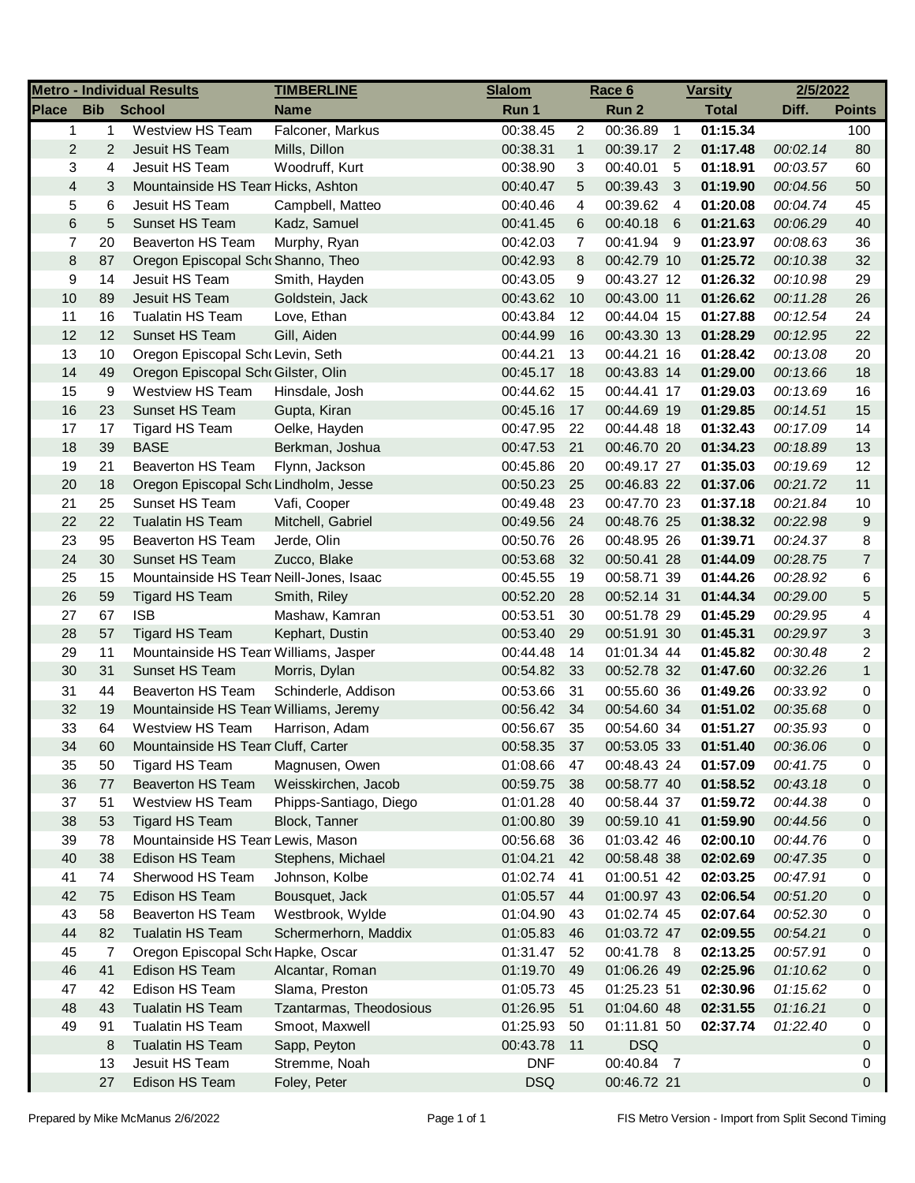| Metro - Individual Results | | | TIMBERLINE | Slalom | | Race 6 | | Varsity | 2/5/2022 | |
|---|---|---|---|---|---|---|---|---|---|---|
| Place | Bib | School | Name | Run 1 | | Run 2 | | Total | Diff. | Points |
| 1 | 1 | Westview HS Team | Falconer, Markus | 00:38.45 | 2 | 00:36.89 | 1 | **01:15.34** | | 100 |
| 2 | 2 | Jesuit HS Team | Mills, Dillon | 00:38.31 | 1 | 00:39.17 | 2 | **01:17.48** | *00:02.14* | 80 |
| 3 | 4 | Jesuit HS Team | Woodruff, Kurt | 00:38.90 | 3 | 00:40.01 | 5 | **01:18.91** | *00:03.57* | 60 |
| 4 | 3 | Mountainside HS Team | Hicks, Ashton | 00:40.47 | 5 | 00:39.43 | 3 | **01:19.90** | *00:04.56* | 50 |
| 5 | 6 | Jesuit HS Team | Campbell, Matteo | 00:40.46 | 4 | 00:39.62 | 4 | **01:20.08** | *00:04.74* | 45 |
| 6 | 5 | Sunset HS Team | Kadz, Samuel | 00:41.45 | 6 | 00:40.18 | 6 | **01:21.63** | *00:06.29* | 40 |
| 7 | 20 | Beaverton HS Team | Murphy, Ryan | 00:42.03 | 7 | 00:41.94 | 9 | **01:23.97** | *00:08.63* | 36 |
| 8 | 87 | Oregon Episcopal School | Shanno, Theo | 00:42.93 | 8 | 00:42.79 | 10 | **01:25.72** | *00:10.38* | 32 |
| 9 | 14 | Jesuit HS Team | Smith, Hayden | 00:43.05 | 9 | 00:43.27 | 12 | **01:26.32** | *00:10.98* | 29 |
| 10 | 89 | Jesuit HS Team | Goldstein, Jack | 00:43.62 | 10 | 00:43.00 | 11 | **01:26.62** | *00:11.28* | 26 |
| 11 | 16 | Tualatin HS Team | Love, Ethan | 00:43.84 | 12 | 00:44.04 | 15 | **01:27.88** | *00:12.54* | 24 |
| 12 | 12 | Sunset HS Team | Gill, Aiden | 00:44.99 | 16 | 00:43.30 | 13 | **01:28.29** | *00:12.95* | 22 |
| 13 | 10 | Oregon Episcopal School | Levin, Seth | 00:44.21 | 13 | 00:44.21 | 16 | **01:28.42** | *00:13.08* | 20 |
| 14 | 49 | Oregon Episcopal School | Gilster, Olin | 00:45.17 | 18 | 00:43.83 | 14 | **01:29.00** | *00:13.66* | 18 |
| 15 | 9 | Westview HS Team | Hinsdale, Josh | 00:44.62 | 15 | 00:44.41 | 17 | **01:29.03** | *00:13.69* | 16 |
| 16 | 23 | Sunset HS Team | Gupta, Kiran | 00:45.16 | 17 | 00:44.69 | 19 | **01:29.85** | *00:14.51* | 15 |
| 17 | 17 | Tigard HS Team | Oelke, Hayden | 00:47.95 | 22 | 00:44.48 | 18 | **01:32.43** | *00:17.09* | 14 |
| 18 | 39 | BASE | Berkman, Joshua | 00:47.53 | 21 | 00:46.70 | 20 | **01:34.23** | *00:18.89* | 13 |
| 19 | 21 | Beaverton HS Team | Flynn, Jackson | 00:45.86 | 20 | 00:49.17 | 27 | **01:35.03** | *00:19.69* | 12 |
| 20 | 18 | Oregon Episcopal School | Lindholm, Jesse | 00:50.23 | 25 | 00:46.83 | 22 | **01:37.06** | *00:21.72* | 11 |
| 21 | 25 | Sunset HS Team | Vafi, Cooper | 00:49.48 | 23 | 00:47.70 | 23 | **01:37.18** | *00:21.84* | 10 |
| 22 | 22 | Tualatin HS Team | Mitchell, Gabriel | 00:49.56 | 24 | 00:48.76 | 25 | **01:38.32** | *00:22.98* | 9 |
| 23 | 95 | Beaverton HS Team | Jerde, Olin | 00:50.76 | 26 | 00:48.95 | 26 | **01:39.71** | *00:24.37* | 8 |
| 24 | 30 | Sunset HS Team | Zucco, Blake | 00:53.68 | 32 | 00:50.41 | 28 | **01:44.09** | *00:28.75* | 7 |
| 25 | 15 | Mountainside HS Team | Neill-Jones, Isaac | 00:45.55 | 19 | 00:58.71 | 39 | **01:44.26** | *00:28.92* | 6 |
| 26 | 59 | Tigard HS Team | Smith, Riley | 00:52.20 | 28 | 00:52.14 | 31 | **01:44.34** | *00:29.00* | 5 |
| 27 | 67 | ISB | Mashaw, Kamran | 00:53.51 | 30 | 00:51.78 | 29 | **01:45.29** | *00:29.95* | 4 |
| 28 | 57 | Tigard HS Team | Kephart, Dustin | 00:53.40 | 29 | 00:51.91 | 30 | **01:45.31** | *00:29.97* | 3 |
| 29 | 11 | Mountainside HS Team | Williams, Jasper | 00:44.48 | 14 | 01:01.34 | 44 | **01:45.82** | *00:30.48* | 2 |
| 30 | 31 | Sunset HS Team | Morris, Dylan | 00:54.82 | 33 | 00:52.78 | 32 | **01:47.60** | *00:32.26* | 1 |
| 31 | 44 | Beaverton HS Team | Schinderle, Addison | 00:53.66 | 31 | 00:55.60 | 36 | **01:49.26** | *00:33.92* | 0 |
| 32 | 19 | Mountainside HS Team | Williams, Jeremy | 00:56.42 | 34 | 00:54.60 | 34 | **01:51.02** | *00:35.68* | 0 |
| 33 | 64 | Westview HS Team | Harrison, Adam | 00:56.67 | 35 | 00:54.60 | 34 | **01:51.27** | *00:35.93* | 0 |
| 34 | 60 | Mountainside HS Team | Cluff, Carter | 00:58.35 | 37 | 00:53.05 | 33 | **01:51.40** | *00:36.06* | 0 |
| 35 | 50 | Tigard HS Team | Magnusen, Owen | 01:08.66 | 47 | 00:48.43 | 24 | **01:57.09** | *00:41.75* | 0 |
| 36 | 77 | Beaverton HS Team | Weisskirchen, Jacob | 00:59.75 | 38 | 00:58.77 | 40 | **01:58.52** | *00:43.18* | 0 |
| 37 | 51 | Westview HS Team | Phipps-Santiago, Diego | 01:01.28 | 40 | 00:58.44 | 37 | **01:59.72** | *00:44.38* | 0 |
| 38 | 53 | Tigard HS Team | Block, Tanner | 01:00.80 | 39 | 00:59.10 | 41 | **01:59.90** | *00:44.56* | 0 |
| 39 | 78 | Mountainside HS Team | Lewis, Mason | 00:56.68 | 36 | 01:03.42 | 46 | **02:00.10** | *00:44.76* | 0 |
| 40 | 38 | Edison HS Team | Stephens, Michael | 01:04.21 | 42 | 00:58.48 | 38 | **02:02.69** | *00:47.35* | 0 |
| 41 | 74 | Sherwood HS Team | Johnson, Kolbe | 01:02.74 | 41 | 01:00.51 | 42 | **02:03.25** | *00:47.91* | 0 |
| 42 | 75 | Edison HS Team | Bousquet, Jack | 01:05.57 | 44 | 01:00.97 | 43 | **02:06.54** | *00:51.20* | 0 |
| 43 | 58 | Beaverton HS Team | Westbrook, Wylde | 01:04.90 | 43 | 01:02.74 | 45 | **02:07.64** | *00:52.30* | 0 |
| 44 | 82 | Tualatin HS Team | Schermerhorn, Maddix | 01:05.83 | 46 | 01:03.72 | 47 | **02:09.55** | *00:54.21* | 0 |
| 45 | 7 | Oregon Episcopal School | Hapke, Oscar | 01:31.47 | 52 | 00:41.78 | 8 | **02:13.25** | *00:57.91* | 0 |
| 46 | 41 | Edison HS Team | Alcantar, Roman | 01:19.70 | 49 | 01:06.26 | 49 | **02:25.96** | *01:10.62* | 0 |
| 47 | 42 | Edison HS Team | Slama, Preston | 01:05.73 | 45 | 01:25.23 | 51 | **02:30.96** | *01:15.62* | 0 |
| 48 | 43 | Tualatin HS Team | Tzantarmas, Theodosious | 01:26.95 | 51 | 01:04.60 | 48 | **02:31.55** | *01:16.21* | 0 |
| 49 | 91 | Tualatin HS Team | Smoot, Maxwell | 01:25.93 | 50 | 01:11.81 | 50 | **02:37.74** | *01:22.40* | 0 |
| | 8 | Tualatin HS Team | Sapp, Peyton | 00:43.78 | 11 | DSQ | | | | 0 |
| | 13 | Jesuit HS Team | Stremme, Noah | DNF | | 00:40.84 | 7 | | | 0 |
| | 27 | Edison HS Team | Foley, Peter | DSQ | | 00:46.72 | 21 | | | 0 |

Prepared by Mike McManus 2/6/2022

FIS Metro Version - Import from Split Second Timing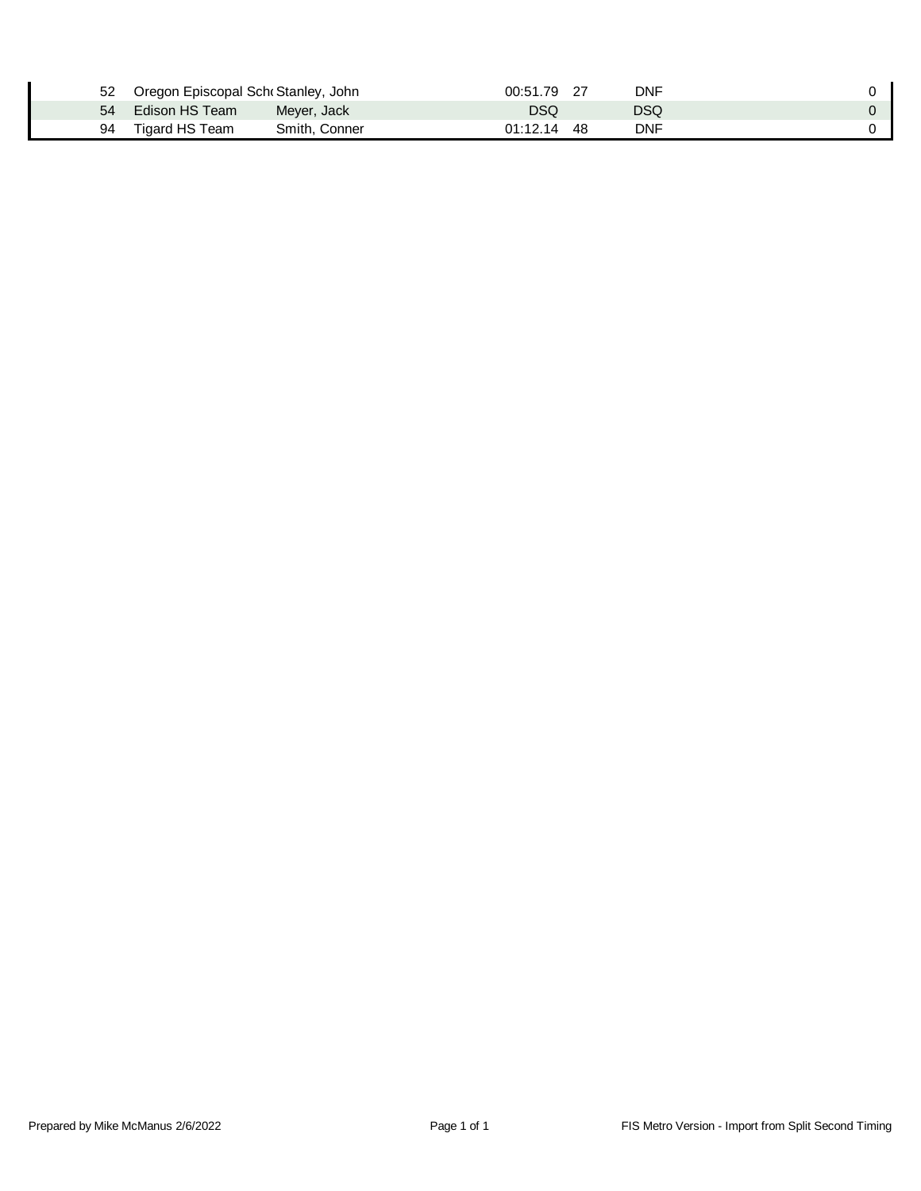| | | | | | | |
|---|---|---|---|---|---|---|
| 52 | Oregon Episcopal Sch | Stanley, John | 00:51.79 | 27 | DNF | 0 |
| 54 | Edison HS Team | Meyer, Jack | DSQ | | DSQ | 0 |
| 94 | Tigard HS Team | Smith, Conner | 01:12.14 | 48 | DNF | 0 |

Prepared by Mike McManus 2/6/2022

FIS Metro Version - Import from Split Second Timing